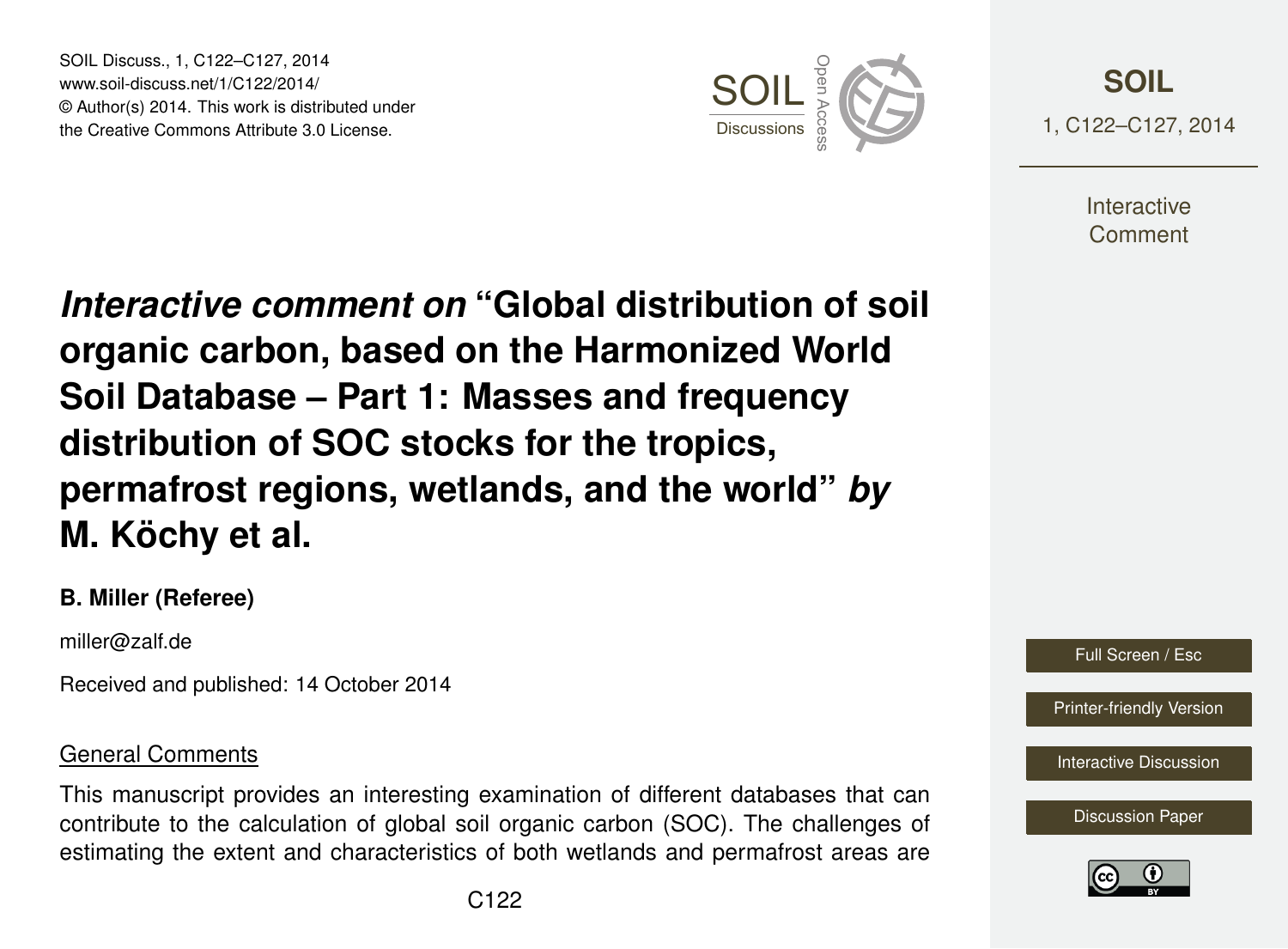# *Interactive comment on* "Global distribution of soil organic carbon, based on the Harmonized World Soil Database – Part 1: Masses and frequency distribution of SOC stocks for the tropics, permafrost regions, wetlands, and the world" *by* M. Köchy et al.

**B. Miller (Referee)**

miller@zalf.de

Received and published: 14 October 2014

## General Comments

This manuscript provides an interesting examination of different databases that can contribute to the calculation of global soil organic carbon (SOC). The challenges of estimating the extent and characteristics of both wetlands and permafrost areas are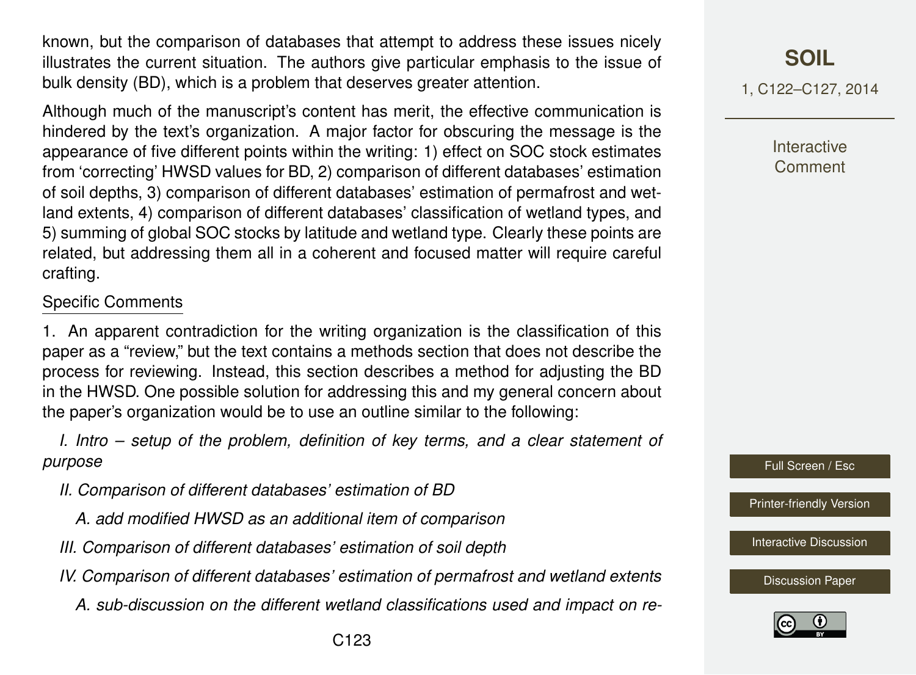known, but the comparison of databases that attempt to address these issues nicely illustrates the current situation. The authors give particular emphasis to the issue of bulk density (BD), which is a problem that deserves greater attention.

Although much of the manuscript's content has merit, the effective communication is hindered by the text's organization. A major factor for obscuring the message is the appearance of five different points within the writing: 1) effect on SOC stock estimates from 'correcting' HWSD values for BD, 2) comparison of different databases' estimation of soil depths, 3) comparison of different databases' estimation of permafrost and wetland extents, 4) comparison of different databases' classification of wetland types, and 5) summing of global SOC stocks by latitude and wetland type. Clearly these points are related, but addressing them all in a coherent and focused matter will require careful crafting.

Specific Comments

1. An apparent contradiction for the writing organization is the classification of this paper as a "review," but the text contains a methods section that does not describe the process for reviewing. Instead, this section describes a method for adjusting the BD in the HWSD. One possible solution for addressing this and my general concern about the paper's organization would be to use an outline similar to the following:

*I. Intro – setup of the problem, definition of key terms, and a clear statement of purpose*

*II. Comparison of different databases' estimation of BD*

*A. add modified HWSD as an additional item of comparison*

*III. Comparison of different databases' estimation of soil depth*

*IV. Comparison of different databases' estimation of permafrost and wetland extents*

*A. sub-discussion on the different wetland classifications used and impact on re-*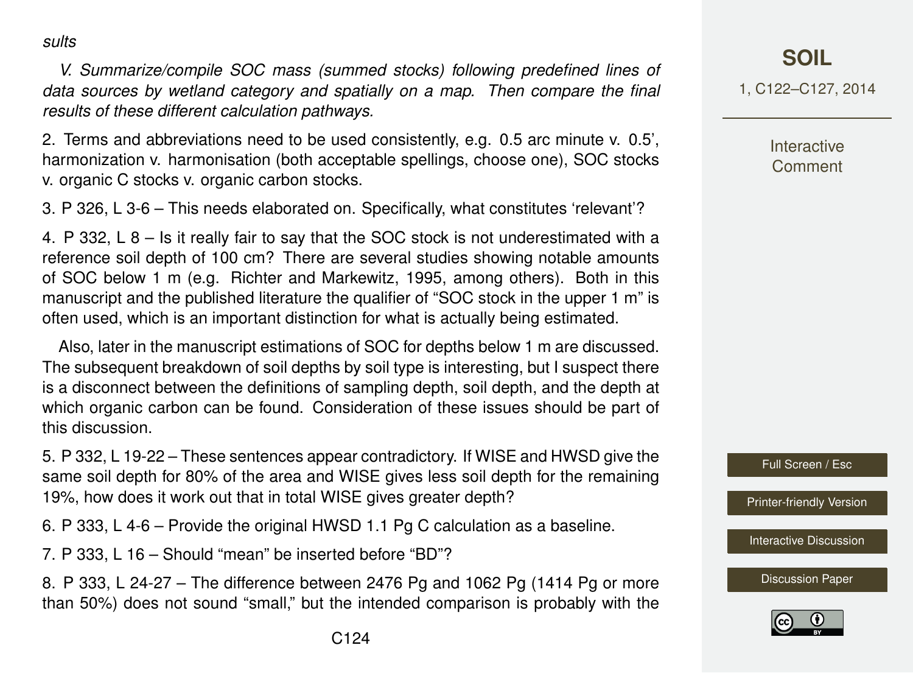*sults*

*V. Summarize/compile SOC mass (summed stocks) following predefined lines of data sources by wetland category and spatially on a map. Then compare the final results of these different calculation pathways.*

2. Terms and abbreviations need to be used consistently, e.g. 0.5 arc minute v. 0.5', harmonization v. harmonisation (both acceptable spellings, choose one), SOC stocks v. organic C stocks v. organic carbon stocks.

3. P 326, L 3-6 – This needs elaborated on. Specifically, what constitutes 'relevant'?

4. P 332, L 8 – Is it really fair to say that the SOC stock is not underestimated with a reference soil depth of 100 cm? There are several studies showing notable amounts of SOC below 1 m (e.g. Richter and Markewitz, 1995, among others). Both in this manuscript and the published literature the qualifier of "SOC stock in the upper 1 m" is often used, which is an important distinction for what is actually being estimated.

Also, later in the manuscript estimations of SOC for depths below 1 m are discussed. The subsequent breakdown of soil depths by soil type is interesting, but I suspect there is a disconnect between the definitions of sampling depth, soil depth, and the depth at which organic carbon can be found. Consideration of these issues should be part of this discussion.

5. P 332, L 19-22 – These sentences appear contradictory. If WISE and HWSD give the same soil depth for 80% of the area and WISE gives less soil depth for the remaining 19%, how does it work out that in total WISE gives greater depth?

6. P 333, L 4-6 – Provide the original HWSD 1.1 Pg C calculation as a baseline.

7. P 333, L 16 – Should "mean" be inserted before "BD"?

8. P 333, L 24-27 – The difference between 2476 Pg and 1062 Pg (1414 Pg or more than 50%) does not sound "small," but the intended comparison is probably with the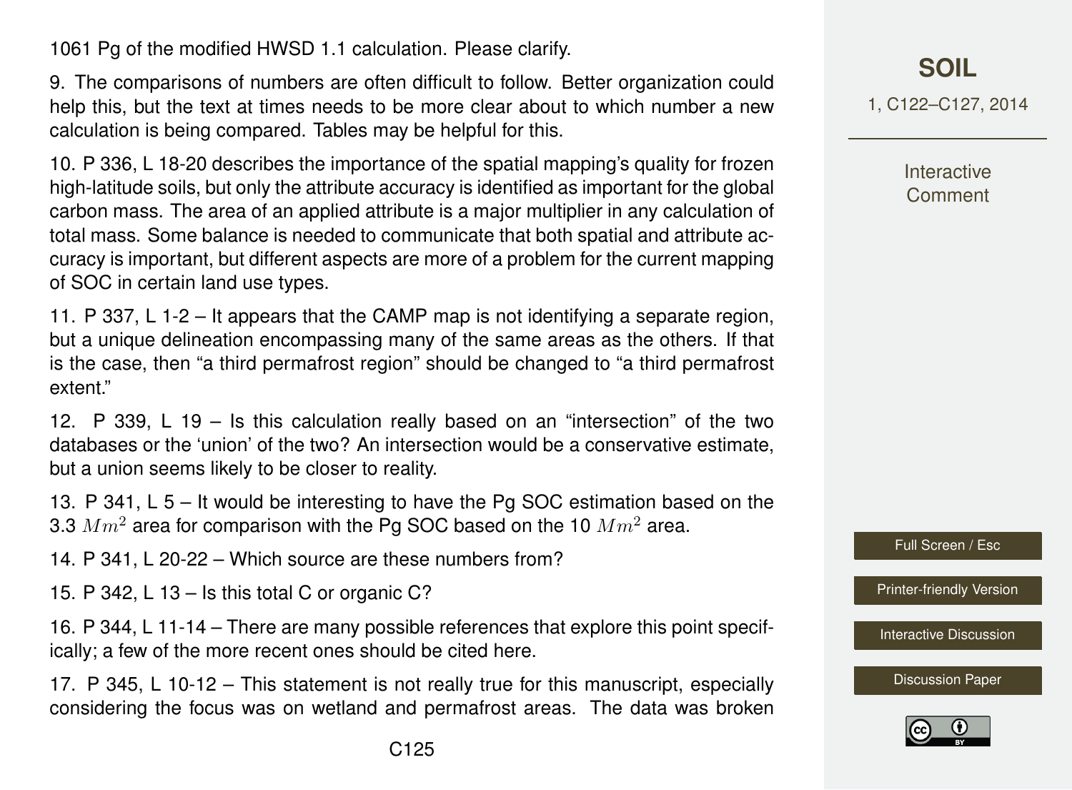1061 Pg of the modified HWSD 1.1 calculation. Please clarify.

9. The comparisons of numbers are often difficult to follow. Better organization could help this, but the text at times needs to be more clear about to which number a new calculation is being compared. Tables may be helpful for this.

10. P 336, L 18-20 describes the importance of the spatial mapping's quality for frozen high-latitude soils, but only the attribute accuracy is identified as important for the global carbon mass. The area of an applied attribute is a major multiplier in any calculation of total mass. Some balance is needed to communicate that both spatial and attribute accuracy is important, but different aspects are more of a problem for the current mapping of SOC in certain land use types.

11. P 337, L 1-2 – It appears that the CAMP map is not identifying a separate region, but a unique delineation encompassing many of the same areas as the others. If that is the case, then "a third permafrost region" should be changed to "a third permafrost extent."

12. P 339, L 19 – Is this calculation really based on an "intersection" of the two databases or the 'union' of the two? An intersection would be a conservative estimate, but a union seems likely to be closer to reality.

13. P 341, L 5 – It would be interesting to have the Pg SOC estimation based on the 3.3 $Mm^2$ area for comparison with the Pg SOC based on the 10 $Mm^2$ area.

14. P 341, L 20-22 – Which source are these numbers from?

15. P 342, L 13 – Is this total C or organic C?

16. P 344, L 11-14 – There are many possible references that explore this point specifically; a few of the more recent ones should be cited here.

17. P 345, L 10-12 – This statement is not really true for this manuscript, especially considering the focus was on wetland and permafrost areas. The data was broken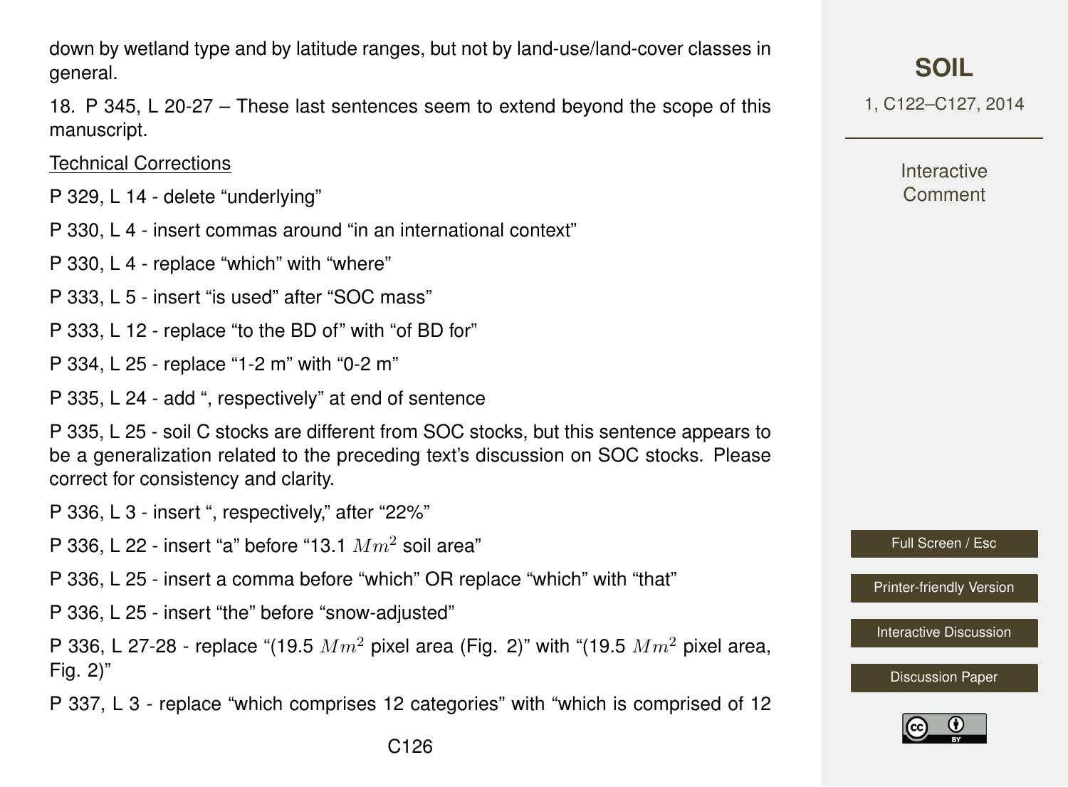down by wetland type and by latitude ranges, but not by land-use/land-cover classes in general.

18. P 345, L 20-27 – These last sentences seem to extend beyond the scope of this manuscript.

Technical Corrections

P 329, L 14 - delete “underlying”

P 330, L 4 - insert commas around “in an international context”

P 330, L 4 - replace “which” with “where”

P 333, L 5 - insert “is used” after “SOC mass”

P 333, L 12 - replace “to the BD of” with “of BD for”

P 334, L 25 - replace “1-2 m” with “0-2 m”

P 335, L 24 - add “, respectively” at end of sentence

P 335, L 25 - soil C stocks are different from SOC stocks, but this sentence appears to be a generalization related to the preceding text’s discussion on SOC stocks. Please correct for consistency and clarity.

P 336, L 3 - insert “, respectively,” after “22%”

P 336, L 22 - insert “a” before “13.1 $Mm^2$ soil area”

P 336, L 25 - insert a comma before “which” OR replace “which” with “that”

P 336, L 25 - insert “the” before “snow-adjusted”

P 336, L 27-28 - replace “(19.5 $Mm^2$ pixel area (Fig. 2)” with “(19.5 $Mm^2$ pixel area, Fig. 2)”

P 337, L 3 - replace “which comprises 12 categories” with “which is comprised of 12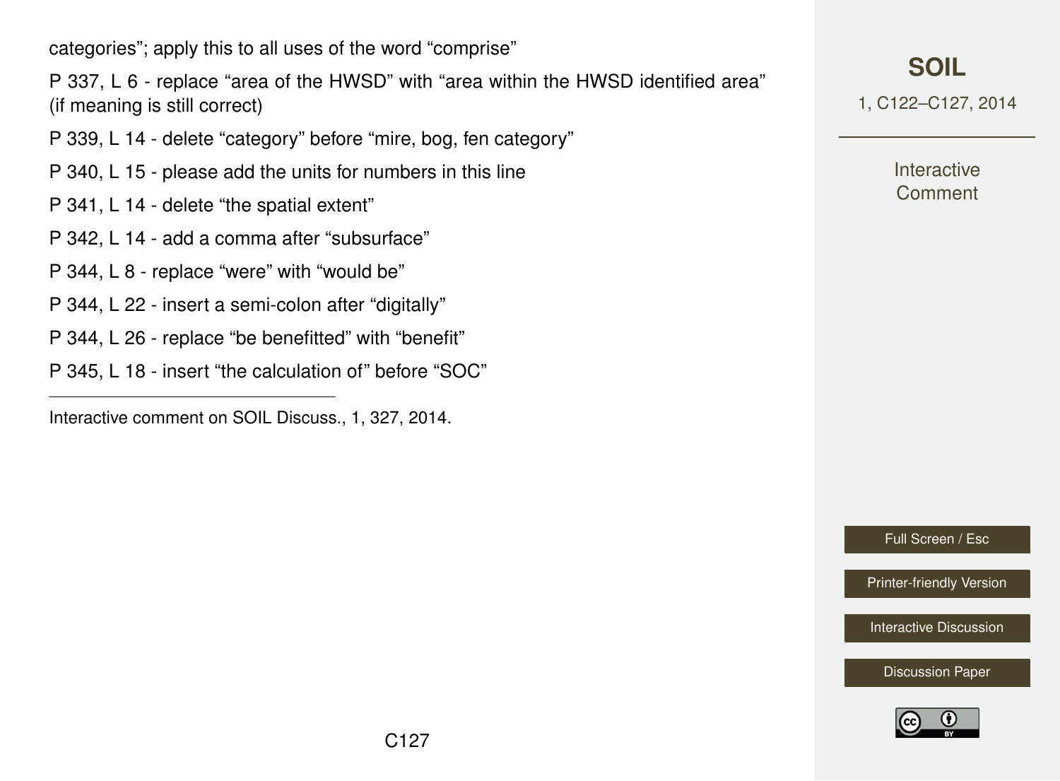categories"; apply this to all uses of the word "comprise"

P 337, L 6 - replace "area of the HWSD" with "area within the HWSD identified area" (if meaning is still correct)

P 339, L 14 - delete "category" before "mire, bog, fen category"

P 340, L 15 - please add the units for numbers in this line

P 341, L 14 - delete "the spatial extent"

P 342, L 14 - add a comma after "subsurface"

P 344, L 8 - replace "were" with "would be"

P 344, L 22 - insert a semi-colon after "digitally"

P 344, L 26 - replace "be benefitted" with "benefit"

P 345, L 18 - insert "the calculation of" before "SOC"

---

Interactive comment on SOIL Discuss., 1, 327, 2014.